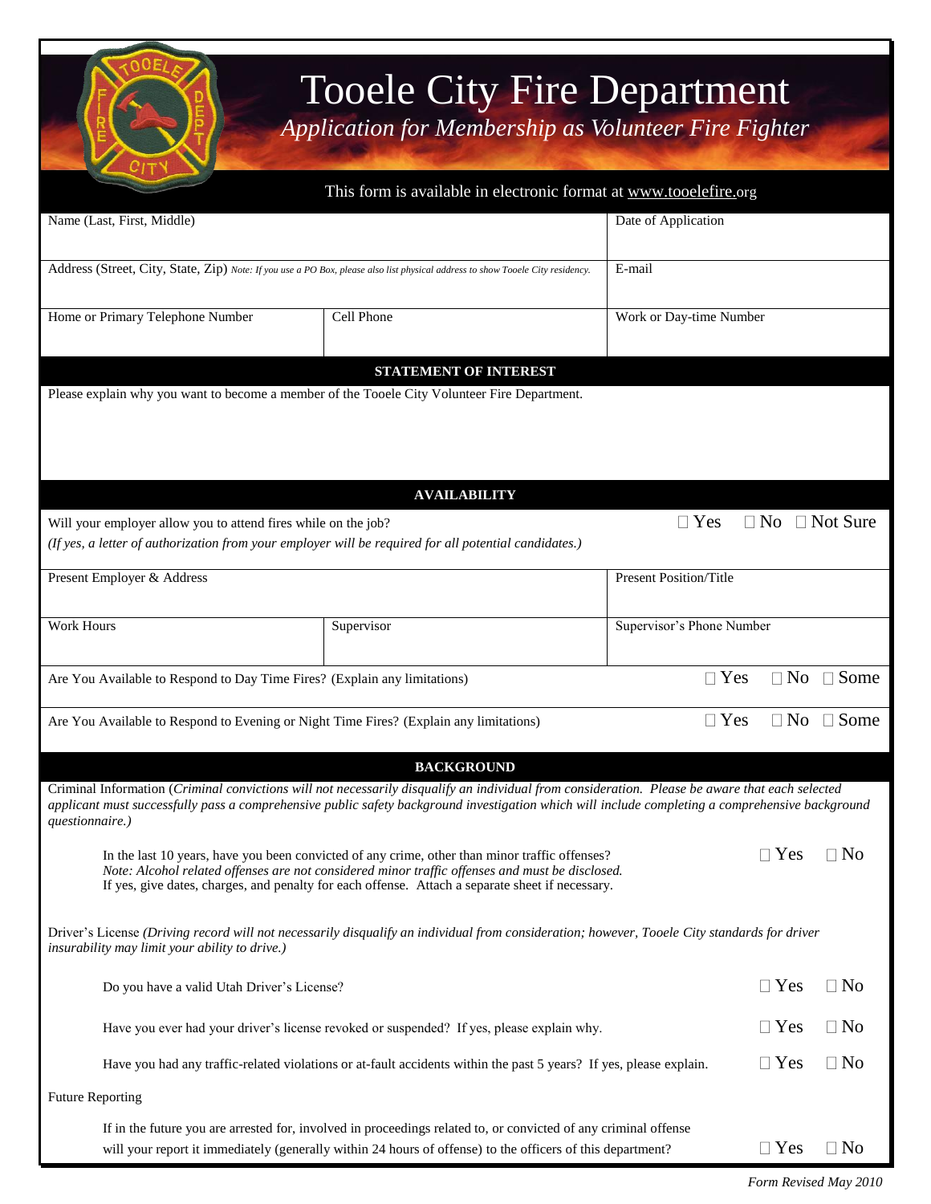# Tooele City Fire Department

*Application for Membership as Volunteer Fire Fighter*

This form is available in electronic format at www.tooelefire.org

| Name (Last, First, Middle) | | Date of Application |
|---|---|---|
| Address (Street, City, State, Zip) *Note: If you use a PO Box, please also list physical address to show Tooele City residency.* | | E-mail |
| Home or Primary Telephone Number | Cell Phone | Work or Day-time Number |

## STATEMENT OF INTEREST

Please explain why you want to become a member of the Tooele City Volunteer Fire Department.

## AVAILABILITY

Will your employer allow you to attend fires while on the job? ☐ Yes ☐ No ☐ Not Sure

*(If yes, a letter of authorization from your employer will be required for all potential candidates.)*

| Present Employer & Address | | Present Position/Title |
|---|---|---|
| Work Hours | Supervisor | Supervisor's Phone Number |

Are You Available to Respond to Day Time Fires? (Explain any limitations) ☐ Yes ☐ No ☐ Some

Are You Available to Respond to Evening or Night Time Fires? (Explain any limitations) ☐ Yes ☐ No ☐ Some

## BACKGROUND

Criminal Information (*Criminal convictions will not necessarily disqualify an individual from consideration. Please be aware that each selected applicant must successfully pass a comprehensive public safety background investigation which will include completing a comprehensive background questionnaire.)*

In the last 10 years, have you been convicted of any crime, other than minor traffic offenses? ☐ Yes ☐ No
*Note: Alcohol related offenses are not considered minor traffic offenses and must be disclosed.*
If yes, give dates, charges, and penalty for each offense. Attach a separate sheet if necessary.

Driver's License *(Driving record will not necessarily disqualify an individual from consideration; however, Tooele City standards for driver insurability may limit your ability to drive.)*

Do you have a valid Utah Driver's License? ☐ Yes ☐ No

Have you ever had your driver's license revoked or suspended? If yes, please explain why. ☐ Yes ☐ No

Have you had any traffic-related violations or at-fault accidents within the past 5 years? If yes, please explain. ☐ Yes ☐ No

Future Reporting

If in the future you are arrested for, involved in proceedings related to, or convicted of any criminal offense will your report it immediately (generally within 24 hours of offense) to the officers of this department? ☐ Yes ☐ No

*Form Revised May 2010*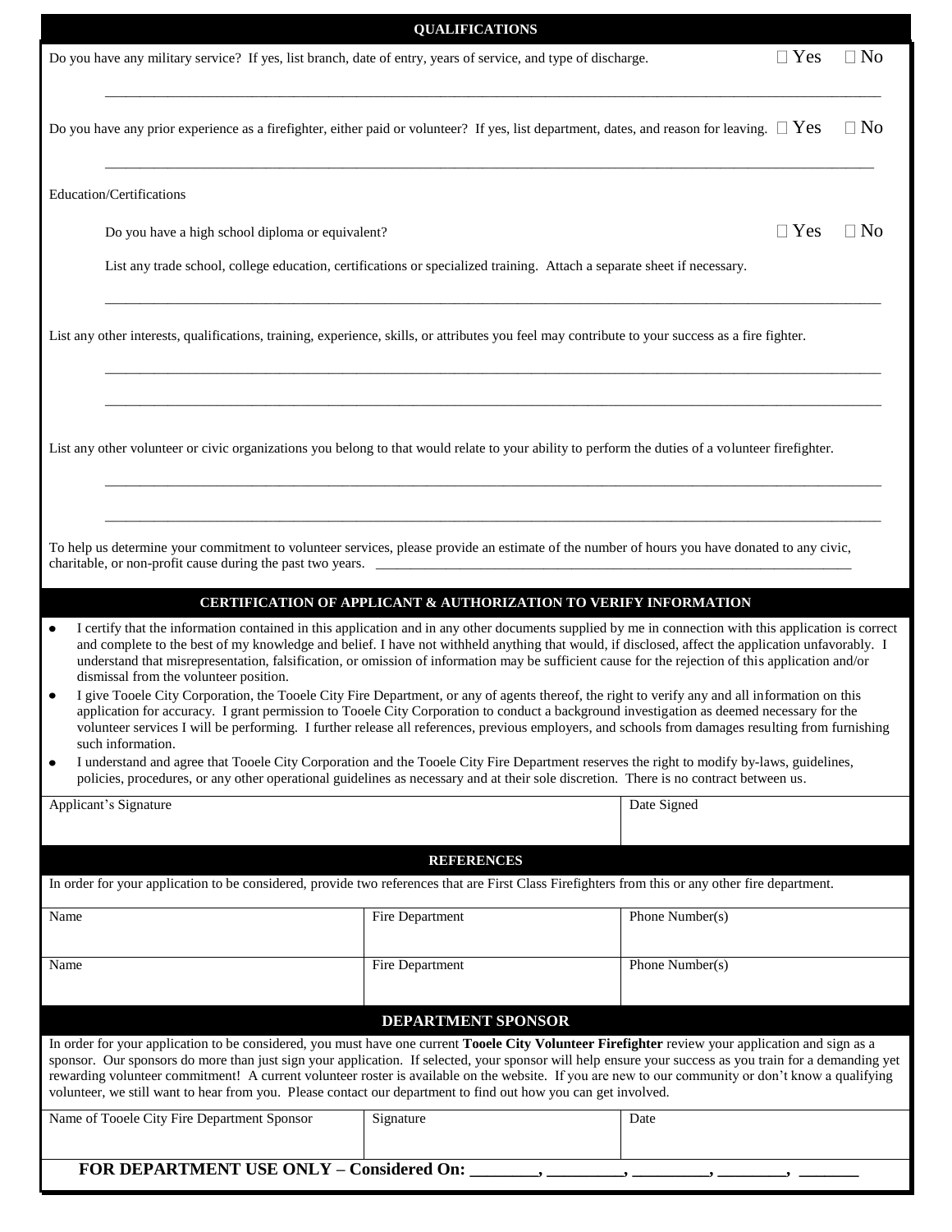## QUALIFICATIONS

Do you have any military service? If yes, list branch, date of entry, years of service, and type of discharge. ☐ Yes ☐ No

_______________________________________________________________________________________________

Do you have any prior experience as a firefighter, either paid or volunteer? If yes, list department, dates, and reason for leaving. ☐ Yes ☐ No

_______________________________________________________________________________________________

Education/Certifications

Do you have a high school diploma or equivalent? ☐ Yes ☐ No

List any trade school, college education, certifications or specialized training. Attach a separate sheet if necessary.

_______________________________________________________________________________________________

List any other interests, qualifications, training, experience, skills, or attributes you feel may contribute to your success as a fire fighter.

_______________________________________________________________________________________________

_______________________________________________________________________________________________

List any other volunteer or civic organizations you belong to that would relate to your ability to perform the duties of a volunteer firefighter.

_______________________________________________________________________________________________

_______________________________________________________________________________________________

To help us determine your commitment to volunteer services, please provide an estimate of the number of hours you have donated to any civic, charitable, or non-profit cause during the past two years. _______________________________________________

## CERTIFICATION OF APPLICANT & AUTHORIZATION TO VERIFY INFORMATION

- I certify that the information contained in this application and in any other documents supplied by me in connection with this application is correct and complete to the best of my knowledge and belief. I have not withheld anything that would, if disclosed, affect the application unfavorably. I understand that misrepresentation, falsification, or omission of information may be sufficient cause for the rejection of this application and/or dismissal from the volunteer position.
- I give Tooele City Corporation, the Tooele City Fire Department, or any of agents thereof, the right to verify any and all information on this application for accuracy. I grant permission to Tooele City Corporation to conduct a background investigation as deemed necessary for the volunteer services I will be performing. I further release all references, previous employers, and schools from damages resulting from furnishing such information.
- I understand and agree that Tooele City Corporation and the Tooele City Fire Department reserves the right to modify by-laws, guidelines, policies, procedures, or any other operational guidelines as necessary and at their sole discretion. There is no contract between us.

| Applicant's Signature | Date Signed |
|---|---|
| | |

## REFERENCES

In order for your application to be considered, provide two references that are First Class Firefighters from this or any other fire department.

| Name | Fire Department | Phone Number(s) |
|---|---|---|
| | | |
| Name | Fire Department | Phone Number(s) |
| | | |

## DEPARTMENT SPONSOR

In order for your application to be considered, you must have one current **Tooele City Volunteer Firefighter** review your application and sign as a sponsor. Our sponsors do more than just sign your application. If selected, your sponsor will help ensure your success as you train for a demanding yet rewarding volunteer commitment! A current volunteer roster is available on the website. If you are new to our community or don't know a qualifying volunteer, we still want to hear from you. Please contact our department to find out how you can get involved.

| Name of Tooele City Fire Department Sponsor | Signature | Date |
|---|---|---|
| | | |

**FOR DEPARTMENT USE ONLY – Considered On: ________, _________, _________, ________, _______**